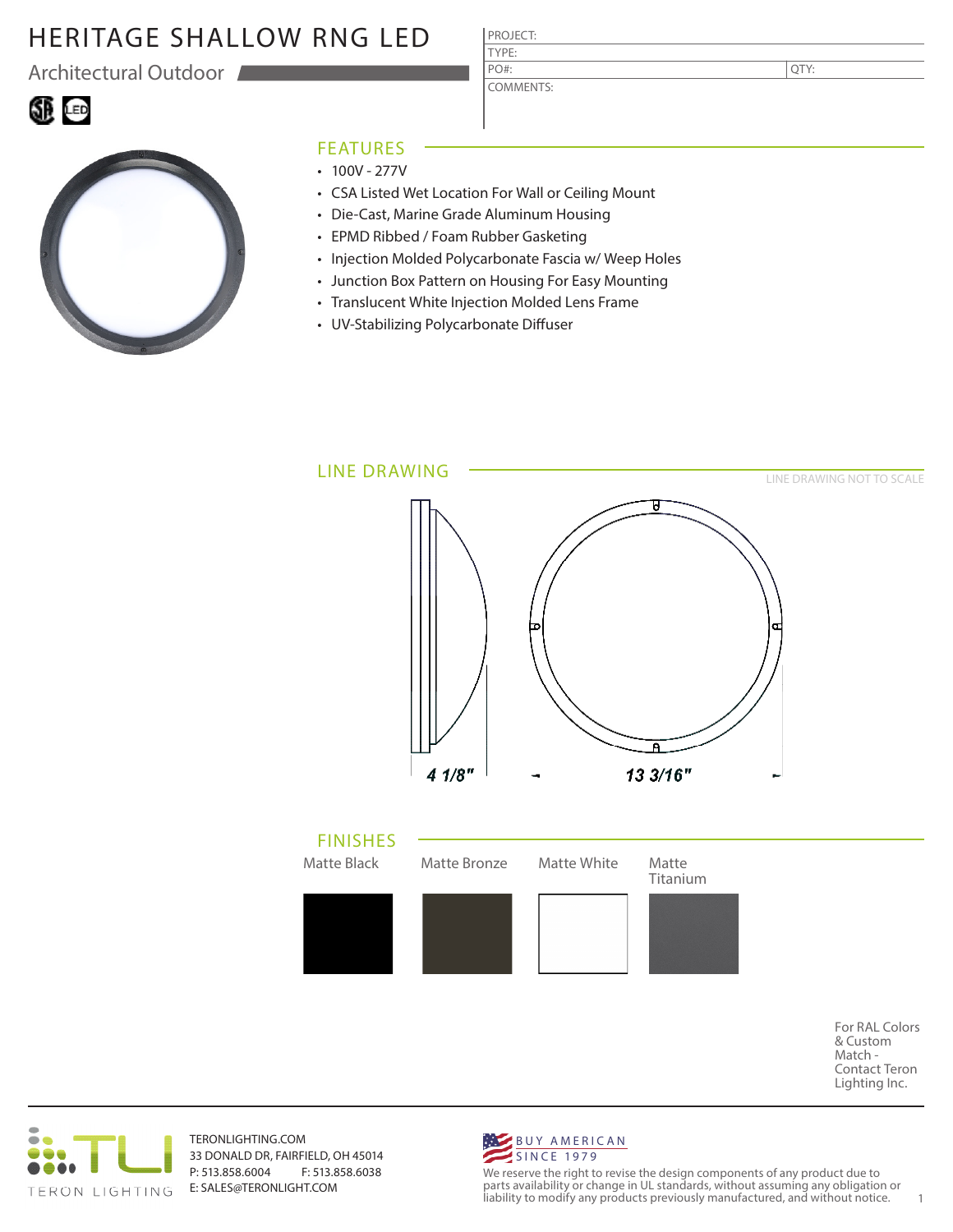# HERITAGE SHALLOW RNG LED

Architectural Outdoor

PROJECT:

TYPE:

PO#: QTY:

COMMENTS:

## FEATURES

- 100V - 277V
- CSA Listed Wet Location For Wall or Ceiling Mount
- Die-Cast, Marine Grade Aluminum Housing
- EPMD Ribbed / Foam Rubber Gasketing
- Injection Molded Polycarbonate Fascia w/ Weep Holes
- Junction Box Pattern on Housing For Easy Mounting
- Translucent White Injection Molded Lens Frame
- UV-Stabilizing Polycarbonate Diffuser

## LINE DRAWING

LINE DRAWING NOT TO SCALE

4 1/8"

13 3/16"

## FINISHES

Matte Black | Matte Bronze | Matte White | Matte Titanium

For RAL Colors & Custom Match - Contact Teron Lighting Inc.

TERON LIGHTING

TERONLIGHTING.COM
33 DONALD DR, FAIRFIELD, OH 45014
P: 513.858.6004 F: 513.858.6038
E: SALES@TERONLIGHT.COM

BUY AMERICAN SINCE 1979

We reserve the right to revise the design components of any product due to parts availability or change in UL standards, without assuming any obligation or liability to modify any products previously manufactured, and without notice.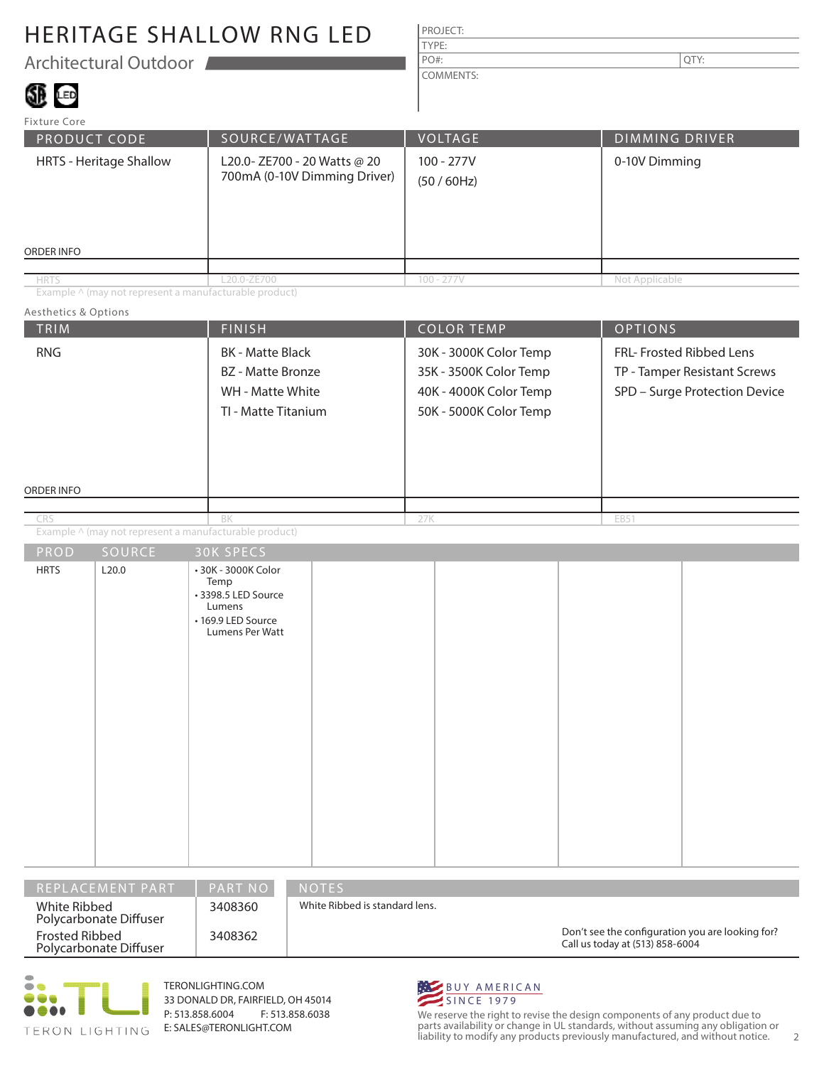# HERITAGE SHALLOW RNG LED

## Architectual Outdoor

| PROJECT: | |
|---|---|
| TYPE: | |
| PO#: | QTY: |
| COMMENTS: | |

Fixture Core

| PRODUCT CODE | SOURCE/WATTAGE | VOLTAGE | DIMMING DRIVER |
|---|---|---|---|
| HRTS - Heritage Shallow | L20.0- ZE700 - 20 Watts @ 20 700mA (0-10V Dimming Driver) | 100 - 277V (50 / 60Hz) | 0-10V Dimming |
| ORDER INFO | | | |
| HRTS | L20.0-ZE700 | 100 - 277V | Not Applicable |

Example ^ (may not represent a manufacturable product)

Aesthetics & Options

| TRIM | FINISH | COLOR TEMP | OPTIONS |
|---|---|---|---|
| RNG | BK - Matte Black<br>BZ - Matte Bronze<br>WH - Matte White<br>TI - Matte Titanium | 30K - 3000K Color Temp<br>35K - 3500K Color Temp<br>40K - 4000K Color Temp<br>50K - 5000K Color Temp | FRL- Frosted Ribbed Lens<br>TP - Tamper Resistant Screws<br>SPD – Surge Protection Device |
| ORDER INFO | | | |
| CRS | BK | 27K | EB51 |

Example ^ (may not represent a manufacturable product)

| PROD | SOURCE | 30K SPECS |
|---|---|---|
| HRTS | L20.0 | • 30K - 3000K Color Temp<br>• 3398.5 LED Source Lumens<br>• 169.9 LED Source Lumens Per Watt |

| REPLACEMENT PART | PART NO | NOTES |
|---|---|---|
| White Ribbed Polycarbonate Diffuser | 3408360 | White Ribbed is standard lens. |
| Frosted Ribbed Polycarbonate Diffuser | 3408362 | |

Don't see the configuration you are looking for? Call us today at (513) 858-6004

TERON LIGHTING

TERONLIGHTING.COM
33 DONALD DR, FAIRFIELD, OH 45014
P: 513.858.6004 F: 513.858.6038
E: SALES@TERONLIGHT.COM

BUY AMERICAN SINCE 1979

We reserve the right to revise the design components of any product due to parts availability or change in UL standards, without assuming any obligation or liability to modify any products previously manufactured, and without notice.